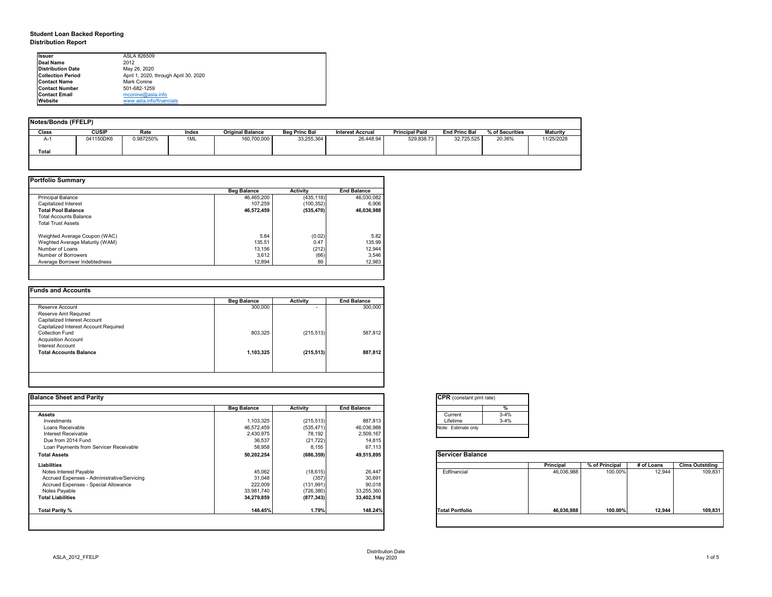# Student Loan Backed Reporting
## Distribution Report

| | |
|---|---|
| **Issuer** | ASLA 826509 |
| **Deal Name** | 2012 |
| **Distribution Date** | May 26, 2020 |
| **Collection Period** | April 1, 2020, through April 30, 2020 |
| **Contact Name** | Mark Conine |
| **Contact Number** | 501-682-1259 |
| **Contact Email** | mconine@asla.info |
| **Website** | www.asla.info/financials |

### Notes/Bonds (FFELP)

| Class | CUSIP | Rate | Index | Original Balance | Beg Princ Bal | Interest Accrual | Principal Paid | End Princ Bal | % of Securities | Maturity |
|---|---|---|---|---|---|---|---|---|---|---|
| A-1 | 041150DK6 | 0.987250% | 1ML | 160,700,000 | 33,255,364 | 26,448.94 | 529,838.73 | 32,725,525 | *20.36%* | 11/25/2028 |
| **Total** | | | | | | | | | | |

### Portfolio Summary

| | Beg Balance | Activity | End Balance |
|---|---|---|---|
| Principal Balance | 46,465,200 | (435,118) | 46,030,082 |
| Capitalized Interest | 107,259 | (100,352) | 6,906 |
| **Total Pool Balance** | **46,572,459** | **(535,470)** | **46,036,988** |
| Total Accounts Balance | | | |
| Total Trust Assets | | | |
| Weighted Average Coupon (WAC) | 5.84 | (0.02) | 5.82 |
| Weghted Average Maturity (WAM) | 135.51 | 0.47 | 135.99 |
| Number of Loans | 13,156 | (212) | 12,944 |
| Number of Borrowers | 3,612 | (66) | 3,546 |
| Average Borrower Indebtedness | 12,894 | 89 | 12,983 |

### Funds and Accounts

| | Beg Balance | Activity | End Balance |
|---|---|---|---|
| Reserve Account | 300,000 | - | 300,000 |
| Reserve Amt Required | | | |
| Capitalized Interest Account | | | |
| Capitalized Interest Account Required | | | |
| Collection Fund | 803,325 | (215,513) | 587,812 |
| Acquisition Account | | | |
| Interest Account | | | |
| **Total Accounts Balance** | **1,103,325** | **(215,513)** | **887,812** |

### Balance Sheet and Parity

| | Beg Balance | Activity | End Balance |
|---|---|---|---|
| **Assets** | | | |
| Investments | 1,103,325 | (215,513) | 887,813 |
| Loans Receivable | 46,572,459 | (535,471) | 46,036,988 |
| Interest Receivable | 2,430,975 | 78,192 | 2,509,167 |
| Due from 2014 Fund | 36,537 | (21,722) | 14,815 |
| Loan Payments from Servicer Receivable | 58,958 | 8,155 | 67,113 |
| **Total Assets** | **50,202,254** | **(686,359)** | **49,515,895** |
| **Liabilities** | | | |
| Notes Interest Payable | 45,062 | (18,615) | 26,447 |
| Accrued Expenses - Administrative/Servicing | 31,048 | (357) | 30,691 |
| Accrued Expenses - Special Allowance | 222,009 | (131,991) | 90,018 |
| Notes Payable | 33,981,740 | (726,380) | 33,255,360 |
| **Total Liabilities** | **34,279,859** | **(877,343)** | **33,402,516** |
| **Total Parity %** | **146.45%** | **1.79%** | **148.24%** |

### CPR (constant pmt rate)

| | % |
|---|---|
| Current | 3-4% |
| Lifetime | 3-4% |

Note: Estimate only

### Servicer Balance

| | Principal | % of Principal | # of Loans | Clms Outstding |
|---|---|---|---|---|
| Edfinancial | 46,036,988 | 100.00% | 12,944 | 109,831 |
| **Total Portfolio** | **46,036,988** | **100.00%** | **12,944** | **109,831** |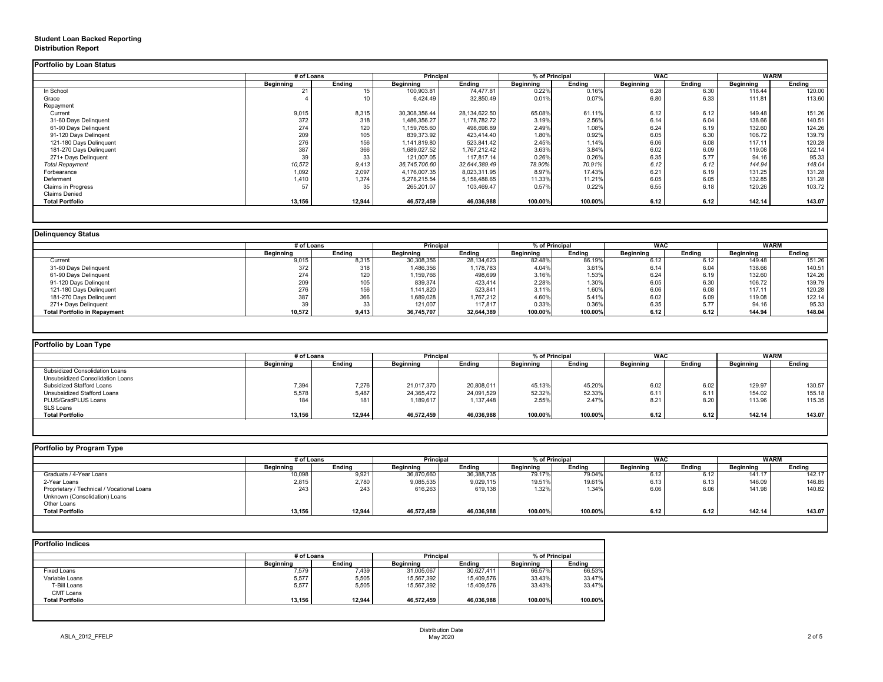# Student Loan Backed Reporting

## Distribution Report

### Portfolio by Loan Status

| | # of Loans | | Principal | | % of Principal | | WAC | | WARM | |
|---|---|---|---|---|---|---|---|---|---|---|
| | Beginning | Ending | Beginning | Ending | Beginning | Ending | Beginning | Ending | Beginning | Ending |
| In School | 21 | 15 | 100,903.81 | 74,477.81 | 0.22% | 0.16% | 6.28 | 6.30 | 118.44 | 120.00 |
| Grace | 4 | 10 | 6,424.49 | 32,850.49 | 0.01% | 0.07% | 6.80 | 6.33 | 111.81 | 113.60 |
| Repayment | | | | | | | | | | |
| Current | 9,015 | 8,315 | 30,308,356.44 | 28,134,622.50 | 65.08% | 61.11% | 6.12 | 6.12 | 149.48 | 151.26 |
| 31-60 Days Delinquent | 372 | 318 | 1,486,356.27 | 1,178,782.72 | 3.19% | 2.56% | 6.14 | 6.04 | 138.66 | 140.51 |
| 61-90 Days Delinquent | 274 | 120 | 1,159,765.60 | 498,698.89 | 2.49% | 1.08% | 6.24 | 6.19 | 132.60 | 124.26 |
| 91-120 Days Delingent | 209 | 105 | 839,373.92 | 423,414.40 | 1.80% | 0.92% | 6.05 | 6.30 | 106.72 | 139.79 |
| 121-180 Days Delinquent | 276 | 156 | 1,141,819.80 | 523,841.42 | 2.45% | 1.14% | 6.06 | 6.08 | 117.11 | 120.28 |
| 181-270 Days Delinquent | 387 | 366 | 1,689,027.52 | 1,767,212.42 | 3.63% | 3.84% | 6.02 | 6.09 | 119.08 | 122.14 |
| 271+ Days Delinquent | 39 | 33 | 121,007.05 | 117,817.14 | 0.26% | 0.26% | 6.35 | 5.77 | 94.16 | 95.33 |
| *Total Repayment* | *10,572* | *9,413* | *36,745,706.60* | *32,644,389.49* | *78.90%* | *70.91%* | *6.12* | *6.12* | *144.94* | *148.04* |
| Forbearance | 1,092 | 2,097 | 4,176,007.35 | 8,023,311.95 | 8.97% | 17.43% | 6.21 | 6.19 | 131.25 | 131.28 |
| Deferment | 1,410 | 1,374 | 5,278,215.54 | 5,158,488.65 | 11.33% | 11.21% | 6.05 | 6.05 | 132.85 | 131.28 |
| Claims in Progress | 57 | 35 | 265,201.07 | 103,469.47 | 0.57% | 0.22% | 6.55 | 6.18 | 120.26 | 103.72 |
| Claims Denied | | | | | | | | | | |
| **Total Portfolio** | **13,156** | **12,944** | **46,572,459** | **46,036,988** | **100.00%** | **100.00%** | **6.12** | **6.12** | **142.14** | **143.07** |

### Delinquency Status

| | # of Loans | | Principal | | % of Principal | | WAC | | WARM | |
|---|---|---|---|---|---|---|---|---|---|---|
| | Beginning | Ending | Beginning | Ending | Beginning | Ending | Beginning | Ending | Beginning | Ending |
| Current | 9,015 | 8,315 | 30,308,356 | 28,134,623 | 82.48% | 86.19% | 6.12 | 6.12 | 149.48 | 151.26 |
| 31-60 Days Delinquent | 372 | 318 | 1,486,356 | 1,178,783 | 4.04% | 3.61% | 6.14 | 6.04 | 138.66 | 140.51 |
| 61-90 Days Delinquent | 274 | 120 | 1,159,766 | 498,699 | 3.16% | 1.53% | 6.24 | 6.19 | 132.60 | 124.26 |
| 91-120 Days Delingent | 209 | 105 | 839,374 | 423,414 | 2.28% | 1.30% | 6.05 | 6.30 | 106.72 | 139.79 |
| 121-180 Days Delinquent | 276 | 156 | 1,141,820 | 523,841 | 3.11% | 1.60% | 6.06 | 6.08 | 117.11 | 120.28 |
| 181-270 Days Delinquent | 387 | 366 | 1,689,028 | 1,767,212 | 4.60% | 5.41% | 6.02 | 6.09 | 119.08 | 122.14 |
| 271+ Days Delinquent | 39 | 33 | 121,007 | 117,817 | 0.33% | 0.36% | 6.35 | 5.77 | 94.16 | 95.33 |
| **Total Portfolio in Repayment** | **10,572** | **9,413** | **36,745,707** | **32,644,389** | **100.00%** | **100.00%** | **6.12** | **6.12** | **144.94** | **148.04** |

### Portfolio by Loan Type

| | # of Loans | | Principal | | % of Principal | | WAC | | WARM | |
|---|---|---|---|---|---|---|---|---|---|---|
| | Beginning | Ending | Beginning | Ending | Beginning | Ending | Beginning | Ending | Beginning | Ending |
| Subsidized Consolidation Loans | | | | | | | | | | |
| Unsubsidized Consolidation Loans | | | | | | | | | | |
| Subsidized Stafford Loans | 7,394 | 7,276 | 21,017,370 | 20,808,011 | 45.13% | 45.20% | 6.02 | 6.02 | 129.97 | 130.57 |
| Unsubsidized Stafford Loans | 5,578 | 5,487 | 24,365,472 | 24,091,529 | 52.32% | 52.33% | 6.11 | 6.11 | 154.02 | 155.18 |
| PLUS/GradPLUS Loans | 184 | 181 | 1,189,617 | 1,137,448 | 2.55% | 2.47% | 8.21 | 8.20 | 113.96 | 115.35 |
| SLS Loans | | | | | | | | | | |
| **Total Portfolio** | **13,156** | **12,944** | **46,572,459** | **46,036,988** | **100.00%** | **100.00%** | **6.12** | **6.12** | **142.14** | **143.07** |

### Portfolio by Program Type

| | # of Loans | | Principal | | % of Principal | | WAC | | WARM | |
|---|---|---|---|---|---|---|---|---|---|---|
| | Beginning | Ending | Beginning | Ending | Beginning | Ending | Beginning | Ending | Beginning | Ending |
| Graduate / 4-Year Loans | 10,098 | 9,921 | 36,870,660 | 36,388,735 | 79.17% | 79.04% | 6.12 | 6.12 | 141.17 | 142.17 |
| 2-Year Loans | 2,815 | 2,780 | 9,085,535 | 9,029,115 | 19.51% | 19.61% | 6.13 | 6.13 | 146.09 | 146.85 |
| Proprietary / Technical / Vocational Loans | 243 | 243 | 616,263 | 619,138 | 1.32% | 1.34% | 6.06 | 6.06 | 141.98 | 140.82 |
| Unknown (Consolidation) Loans | | | | | | | | | | |
| Other Loans | | | | | | | | | | |
| **Total Portfolio** | **13,156** | **12,944** | **46,572,459** | **46,036,988** | **100.00%** | **100.00%** | **6.12** | **6.12** | **142.14** | **143.07** |

### Portfolio Indices

| | # of Loans | | Principal | | % of Principal | |
|---|---|---|---|---|---|---|
| | Beginning | Ending | Beginning | Ending | Beginning | Ending |
| Fixed Loans | 7,579 | 7,439 | 31,005,067 | 30,627,411 | 66.57% | 66.53% |
| Variable Loans | 5,577 | 5,505 | 15,567,392 | 15,409,576 | 33.43% | 33.47% |
| T-Bill Loans | 5,577 | 5,505 | 15,567,392 | 15,409,576 | 33.43% | 33.47% |
| CMT Loans | | | | | | |
| **Total Portfolio** | **13,156** | **12,944** | **46,572,459** | **46,036,988** | **100.00%** | **100.00%** |

ASLA_2012_FFELP

Distribution Date
May 2020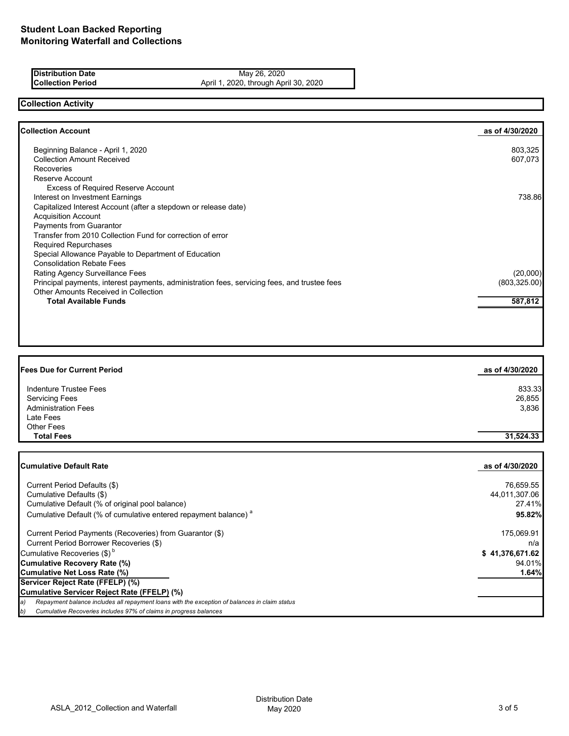# Student Loan Backed Reporting
# Monitoring Waterfall and Collections

| | |
|---|---|
| **Distribution Date** | May 26, 2020 |
| **Collection Period** | April 1, 2020, through April 30, 2020 |

## Collection Activity

| **Collection Account** | **as of 4/30/2020** |
|---|---|
| Beginning Balance - April 1, 2020 | 803,325 |
| Collection Amount Received | 607,073 |
| Recoveries | |
| Reserve Account | |
| Excess of Required Reserve Account | |
| Interest on Investment Earnings | 738.86 |
| Capitalized Interest Account (after a stepdown or release date) | |
| Acquisition Account | |
| Payments from Guarantor | |
| Transfer from 2010 Collection Fund for correction of error | |
| Required Repurchases | |
| Special Allowance Payable to Department of Education | |
| Consolidation Rebate Fees | |
| Rating Agency Surveillance Fees | (20,000) |
| Principal payments, interest payments, administration fees, servicing fees, and trustee fees | (803,325.00) |
| Other Amounts Received in Collection | |
| **Total Available Funds** | **587,812** |

| **Fees Due for Current Period** | **as of 4/30/2020** |
|---|---|
| Indenture Trustee Fees | 833.33 |
| Servicing Fees | 26,855 |
| Administration Fees | 3,836 |
| Late Fees | |
| Other Fees | |
| **Total Fees** | **31,524.33** |

| **Cumulative Default Rate** | **as of 4/30/2020** |
|---|---|
| Current Period Defaults ($) | 76,659.55 |
| Cumulative Defaults ($) | 44,011,307.06 |
| Cumulative Default (% of original pool balance) | 27.41% |
| Cumulative Default (% of cumulative entered repayment balance) [a] | **95.82%** |
| Current Period Payments (Recoveries) from Guarantor ($) | 175,069.91 |
| Current Period Borrower Recoveries ($) | n/a |
| Cumulative Recoveries ($) [b] | **$ 41,376,671.62** |
| **Cumulative Recovery Rate (%)** | 94.01% |
| **Cumulative Net Loss Rate (%)** | **1.64%** |
| **Servicer Reject Rate (FFELP) (%)** | |
| **Cumulative Servicer Reject Rate (FFELP) (%)** | |

*a) Repayment balance includes all repayment loans with the exception of balances in claim status*

*b) Cumulative Recoveries includes 97% of claims in progress balances*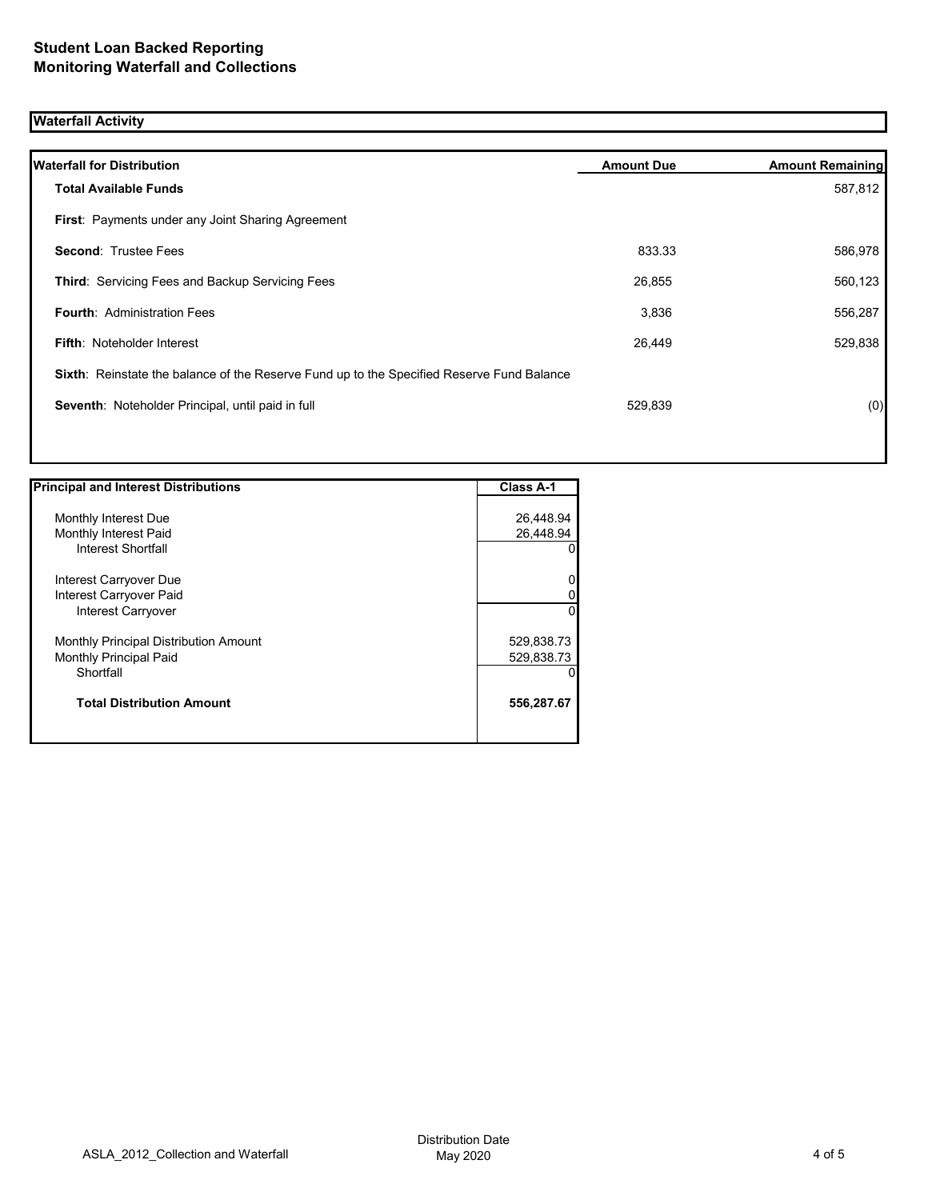**Student Loan Backed Reporting**
**Monitoring Waterfall and Collections**

## Waterfall Activity

| Waterfall for Distribution | Amount Due | Amount Remaining |
|---|---|---|
| **Total Available Funds** | | 587,812 |
| **First**: Payments under any Joint Sharing Agreement | | |
| **Second**: Trustee Fees | 833.33 | 586,978 |
| **Third**: Servicing Fees and Backup Servicing Fees | 26,855 | 560,123 |
| **Fourth**: Administration Fees | 3,836 | 556,287 |
| **Fifth**: Noteholder Interest | 26,449 | 529,838 |
| **Sixth**: Reinstate the balance of the Reserve Fund up to the Specified Reserve Fund Balance | | |
| **Seventh**: Noteholder Principal, until paid in full | 529,839 | (0) |

| Principal and Interest Distributions | Class A-1 |
|---|---|
| Monthly Interest Due | 26,448.94 |
| Monthly Interest Paid | 26,448.94 |
| Interest Shortfall | 0 |
| Interest Carryover Due | 0 |
| Interest Carryover Paid | 0 |
| Interest Carryover | 0 |
| Monthly Principal Distribution Amount | 529,838.73 |
| Monthly Principal Paid | 529,838.73 |
| Shortfall | 0 |
| **Total Distribution Amount** | **556,287.67** |

ASLA_2012_Collection and Waterfall — Distribution Date May 2020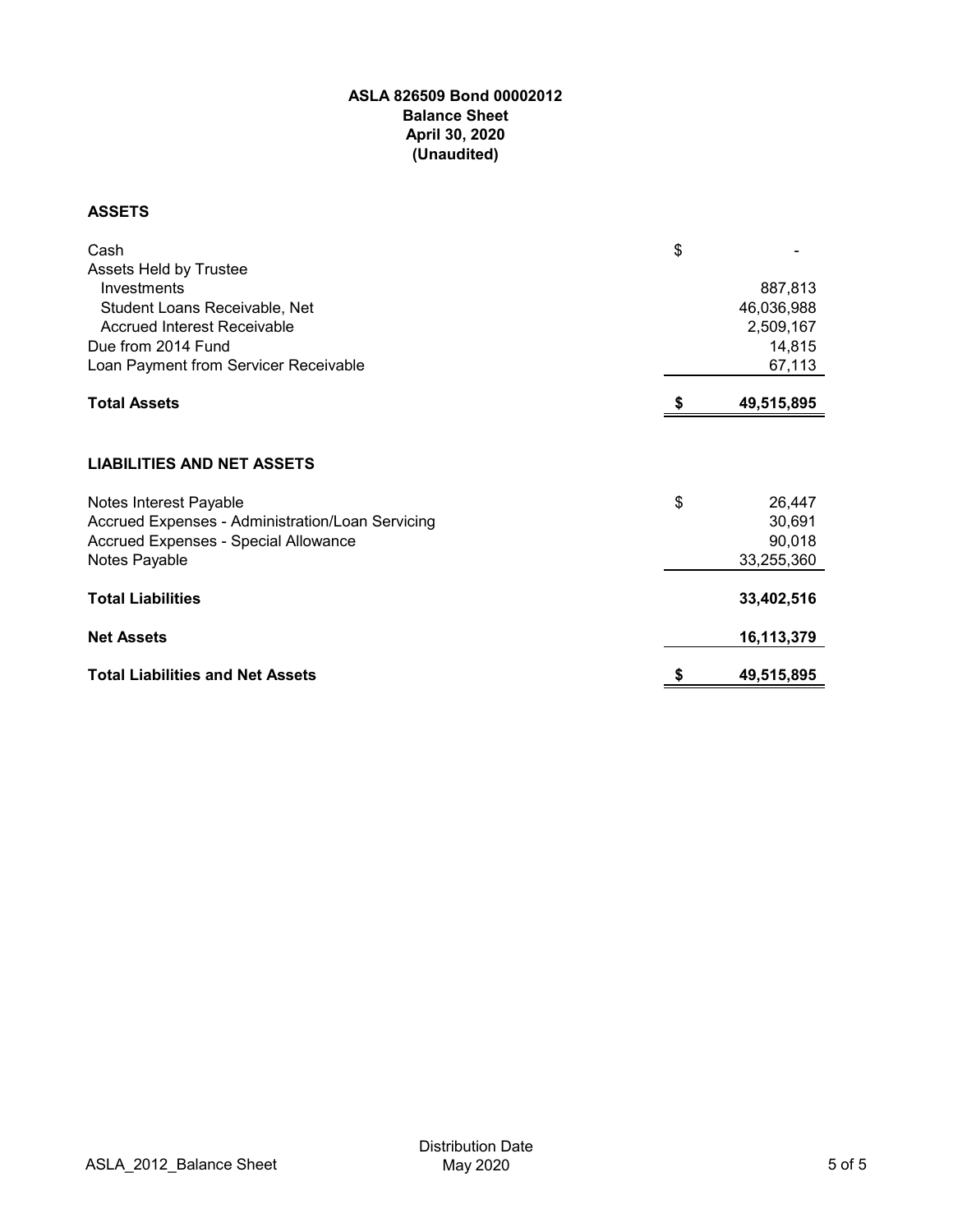**ASLA 826509 Bond 00002012**
**Balance Sheet**
**April 30, 2020**
**(Unaudited)**

**ASSETS**

| | | |
|---|---|---|
| Cash | $ | - |
| Assets Held by Trustee | | |
| Investments | | 887,813 |
| Student Loans Receivable, Net | | 46,036,988 |
| Accrued Interest Receivable | | 2,509,167 |
| Due from 2014 Fund | | 14,815 |
| Loan Payment from Servicer Receivable | | 67,113 |
| **Total Assets** | **$** | **49,515,895** |

**LIABILITIES AND NET ASSETS**

| | | |
|---|---|---|
| Notes Interest Payable | $ | 26,447 |
| Accrued Expenses - Administration/Loan Servicing | | 30,691 |
| Accrued Expenses - Special Allowance | | 90,018 |
| Notes Payable | | 33,255,360 |
| **Total Liabilities** | | **33,402,516** |
| **Net Assets** | | **16,113,379** |
| **Total Liabilities and Net Assets** | **$** | **49,515,895** |

ASLA_2012_Balance Sheet

Distribution Date
May 2020